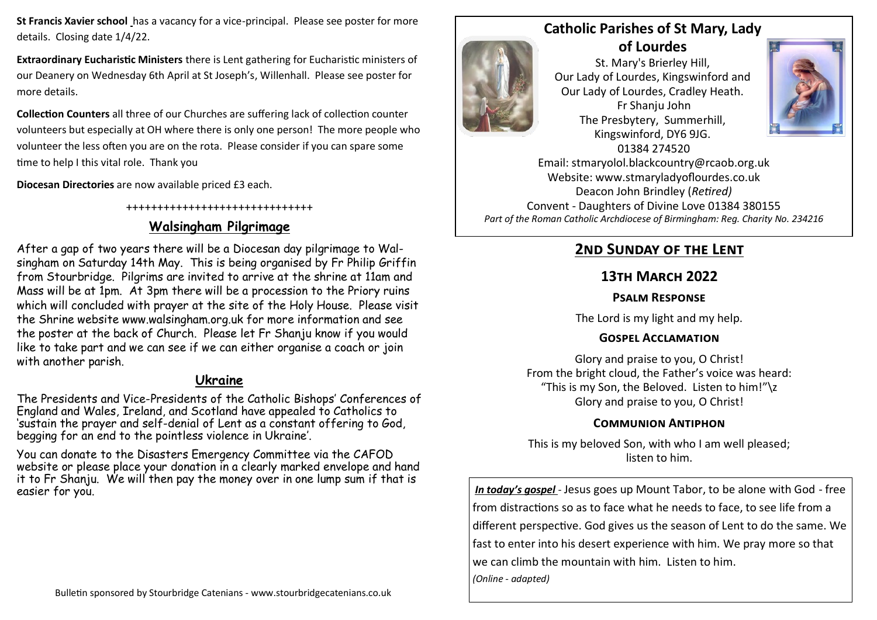**St Francis Xavier school** has a vacancy for a vice-principal. Please see poster for more details. Closing date 1/4/22.

**Extraordinary Eucharistic Ministers** there is Lent gathering for Eucharistic ministers of our Deanery on Wednesday 6th April at St Joseph's, Willenhall. Please see poster for more details.

**Collection Counters** all three of our Churches are suffering lack of collection counter volunteers but especially at OH where there is only one person! The more people who volunteer the less often you are on the rota. Please consider if you can spare some time to help I this vital role. Thank you

**Diocesan Directories** are now available priced £3 each.

++++++++++++++++++++++++++++++

## Walsingham Pilgrimage

After a gap of two years there will be a Diocesan day pilgrimage to Walsingham on Saturday 14th May. This is being organised by Fr Philip Griffin from Stourbridge. Pilgrims are invited to arrive at the shrine at 11am and Mass will be at 1pm. At 3pm there will be a procession to the Priory ruins which will concluded with prayer at the site of the Holy House. Please visit the Shrine website www.walsingham.org.uk for more information and see the poster at the back of Church. Please let Fr Shanju know if you would like to take part and we can see if we can either organise a coach or join with another parish.

## Ukraine

The Presidents and Vice-Presidents of the Catholic Bishops' Conferences of England and Wales, Ireland, and Scotland have appealed to Catholics to 'sustain the prayer and self-denial of Lent as a constant offering to God, begging for an end to the pointless violence in Ukraine'.

You can donate to the Disasters Emergency Committee via the CAFOD website or please place your donation in a clearly marked envelope and hand it to Fr Shanju. We will then pay the money over in one lump sum if that is easier for you.

Bulletin sponsored by Stourbridge Catenians - www.stourbridgecatenians.co.uk

# Catholic Parishes of St Mary, Lady of Lourdes

St. Mary's Brierley Hill,
Our Lady of Lourdes, Kingswinford and
Our Lady of Lourdes, Cradley Heath.
Fr Shanju John
The Presbytery, Summerhill,
Kingswinford, DY6 9JG.
01384 274520
Email: stmaryolol.blackcountry@rcaob.org.uk
Website: www.stmaryladyoflourdes.co.uk
Deacon John Brindley (*Retired)*
Convent - Daughters of Divine Love 01384 380155
*Part of the Roman Catholic Archdiocese of Birmingham: Reg. Charity No. 234216*

## 2nd Sunday of the Lent

## 13th March 2022

### Psalm Response

The Lord is my light and my help.

### Gospel Acclamation

Glory and praise to you, O Christ!
From the bright cloud, the Father's voice was heard:
"This is my Son, the Beloved. Listen to him!"\z
Glory and praise to you, O Christ!

### Communion Antiphon

This is my beloved Son, with who I am well pleased;
listen to him.

***In today's gospel*** - Jesus goes up Mount Tabor, to be alone with God - free from distractions so as to face what he needs to face, to see life from a different perspective. God gives us the season of Lent to do the same. We fast to enter into his desert experience with him. We pray more so that we can climb the mountain with him. Listen to him.
*(Online - adapted)*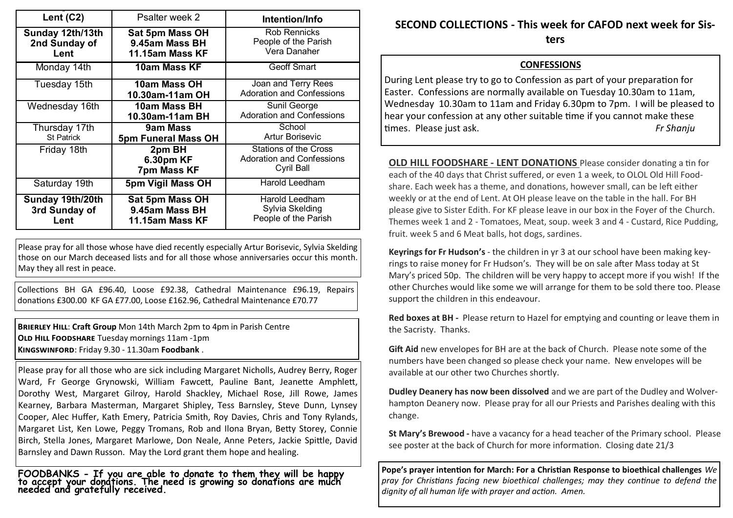| Lent (C2) | Psalter week 2 | Intention/Info |
|---|---|---|
| **Sunday 12th/13th 2nd Sunday of Lent** | **Sat 5pm Mass OH 9.45am Mass BH 11.15am Mass KF** | Rob Rennicks People of the Parish Vera Danaher |
| Monday 14th | **10am Mass KF** | Geoff Smart |
| Tuesday 15th | **10am Mass OH 10.30am-11am OH** | Joan and Terry Rees Adoration and Confessions |
| Wednesday 16th | **10am Mass BH 10.30am-11am BH** | Sunil George Adoration and Confessions |
| Thursday 17th St Patrick | **9am Mass 5pm Funeral Mass OH** | School Artur Borisevic |
| Friday 18th | **2pm BH 6.30pm KF 7pm Mass KF** | Stations of the Cross Adoration and Confessions Cyril Ball |
| Saturday 19th | **5pm Vigil Mass OH** | Harold Leedham |
| **Sunday 19th/20th 3rd Sunday of Lent** | **Sat 5pm Mass OH 9.45am Mass BH 11.15am Mass KF** | Harold Leedham Sylvia Skelding People of the Parish |

Please pray for all those whose have died recently especially Artur Borisevic, Sylvia Skelding those on our March deceased lists and for all those whose anniversaries occur this month. May they all rest in peace.

Collections BH GA £96.40, Loose £92.38, Cathedral Maintenance £96.19, Repairs donations £300.00 KF GA £77.00, Loose £162.96, Cathedral Maintenance £70.77

**Brierley Hill**: **Craft Group** Mon 14th March 2pm to 4pm in Parish Centre
**Old Hill Foodshare** Tuesday mornings 11am -1pm
**Kingswinford**: Friday 9.30 - 11.30am **Foodbank** .

Please pray for all those who are sick including Margaret Nicholls, Audrey Berry, Roger Ward, Fr George Grynowski, William Fawcett, Pauline Bant, Jeanette Amphlett, Dorothy West, Margaret Gilroy, Harold Shackley, Michael Rose, Jill Rowe, James Kearney, Barbara Masterman, Margaret Shipley, Tess Barnsley, Steve Dunn, Lynsey Cooper, Alec Huffer, Kath Emery, Patricia Smith, Roy Davies, Chris and Tony Rylands, Margaret List, Ken Lowe, Peggy Tromans, Rob and Ilona Bryan, Betty Storey, Connie Birch, Stella Jones, Margaret Marlowe, Don Neale, Anne Peters, Jackie Spittle, David Barnsley and Dawn Russon. May the Lord grant them hope and healing.

**FOODBANKS - If you are able to donate to them they will be happy to accept your donations. The need is growing so donations are much needed and gratefully received.**

## SECOND COLLECTIONS - This week for CAFOD next week for Sisters

### CONFESSIONS

During Lent please try to go to Confession as part of your preparation for Easter. Confessions are normally available on Tuesday 10.30am to 11am, Wednesday 10.30am to 11am and Friday 6.30pm to 7pm. I will be pleased to hear your confession at any other suitable time if you cannot make these times. Please just ask. *Fr Shanju*

**OLD HILL FOODSHARE - LENT DONATIONS** Please consider donating a tin for each of the 40 days that Christ suffered, or even 1 a week, to OLOL Old Hill Foodshare. Each week has a theme, and donations, however small, can be left either weekly or at the end of Lent. At OH please leave on the table in the hall. For BH please give to Sister Edith. For KF please leave in our box in the Foyer of the Church. Themes week 1 and 2 - Tomatoes, Meat, soup. week 3 and 4 - Custard, Rice Pudding, fruit. week 5 and 6 Meat balls, hot dogs, sardines.

**Keyrings for Fr Hudson's** - the children in yr 3 at our school have been making keyrings to raise money for Fr Hudson's. They will be on sale after Mass today at St Mary's priced 50p. The children will be very happy to accept more if you wish! If the other Churches would like some we will arrange for them to be sold there too. Please support the children in this endeavour.

**Red boxes at BH -** Please return to Hazel for emptying and counting or leave them in the Sacristy. Thanks.

**Gift Aid** new envelopes for BH are at the back of Church. Please note some of the numbers have been changed so please check your name. New envelopes will be available at our other two Churches shortly.

**Dudley Deanery has now been dissolved** and we are part of the Dudley and Wolverhampton Deanery now. Please pray for all our Priests and Parishes dealing with this change.

**St Mary's Brewood -** have a vacancy for a head teacher of the Primary school. Please see poster at the back of Church for more information. Closing date 21/3

**Pope's prayer intention for March: For a Christian Response to bioethical challenges** *We pray for Christians facing new bioethical challenges; may they continue to defend the dignity of all human life with prayer and action. Amen.*